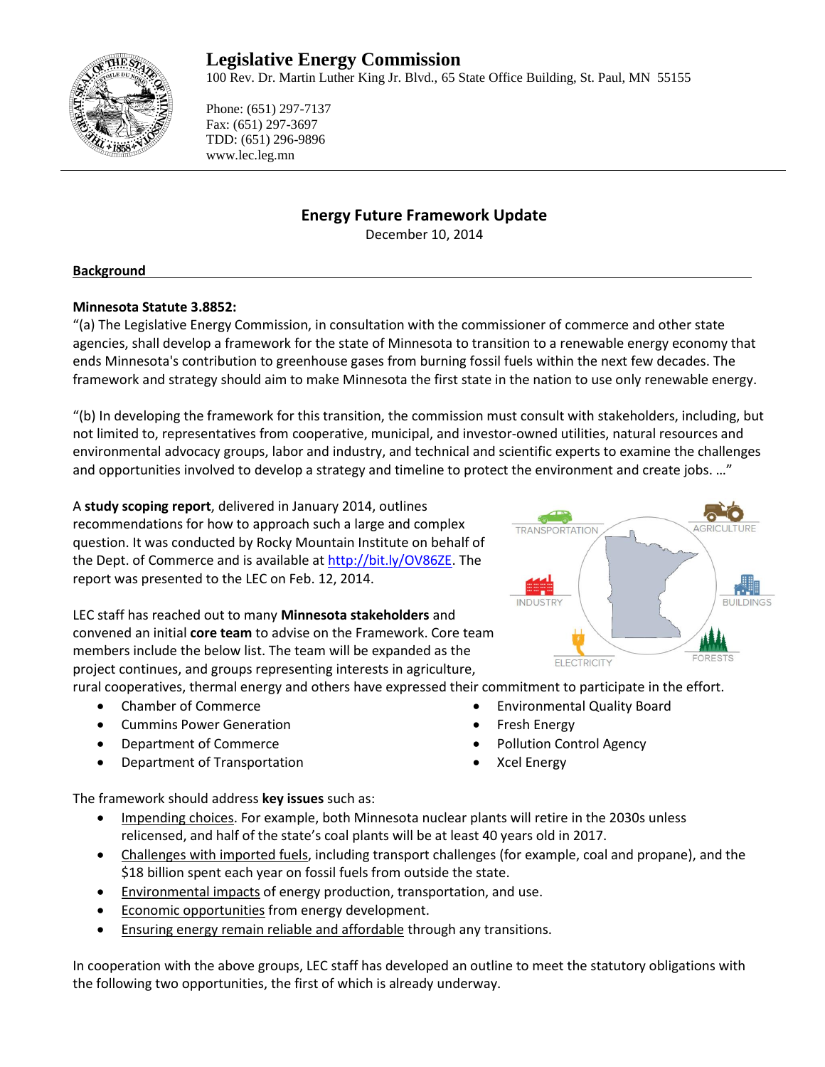# Legislative Energy Commission

100 Rev. Dr. Martin Luther King Jr. Blvd., 65 State Office Building, St. Paul, MN 55155

Phone: (651) 297-7137
Fax: (651) 297-3697
TDD: (651) 296-9896
www.lec.leg.mn

## Energy Future Framework Update

December 10, 2014

### Background

**Minnesota Statute 3.8852:**
"(a) The Legislative Energy Commission, in consultation with the commissioner of commerce and other state agencies, shall develop a framework for the state of Minnesota to transition to a renewable energy economy that ends Minnesota's contribution to greenhouse gases from burning fossil fuels within the next few decades. The framework and strategy should aim to make Minnesota the first state in the nation to use only renewable energy.

"(b) In developing the framework for this transition, the commission must consult with stakeholders, including, but not limited to, representatives from cooperative, municipal, and investor-owned utilities, natural resources and environmental advocacy groups, labor and industry, and technical and scientific experts to examine the challenges and opportunities involved to develop a strategy and timeline to protect the environment and create jobs. …"

A **study scoping report**, delivered in January 2014, outlines recommendations for how to approach such a large and complex question. It was conducted by Rocky Mountain Institute on behalf of the Dept. of Commerce and is available at http://bit.ly/OV86ZE. The report was presented to the LEC on Feb. 12, 2014.

LEC staff has reached out to many **Minnesota stakeholders** and convened an initial **core team** to advise on the Framework. Core team members include the below list. The team will be expanded as the project continues, and groups representing interests in agriculture, rural cooperatives, thermal energy and others have expressed their commitment to participate in the effort.

- Chamber of Commerce
- Cummins Power Generation
- Department of Commerce
- Department of Transportation
- Environmental Quality Board
- Fresh Energy
- Pollution Control Agency
- Xcel Energy

The framework should address **key issues** such as:

- Impending choices. For example, both Minnesota nuclear plants will retire in the 2030s unless relicensed, and half of the state's coal plants will be at least 40 years old in 2017.
- Challenges with imported fuels, including transport challenges (for example, coal and propane), and the $18 billion spent each year on fossil fuels from outside the state.
- Environmental impacts of energy production, transportation, and use.
- Economic opportunities from energy development.
- Ensuring energy remain reliable and affordable through any transitions.

In cooperation with the above groups, LEC staff has developed an outline to meet the statutory obligations with the following two opportunities, the first of which is already underway.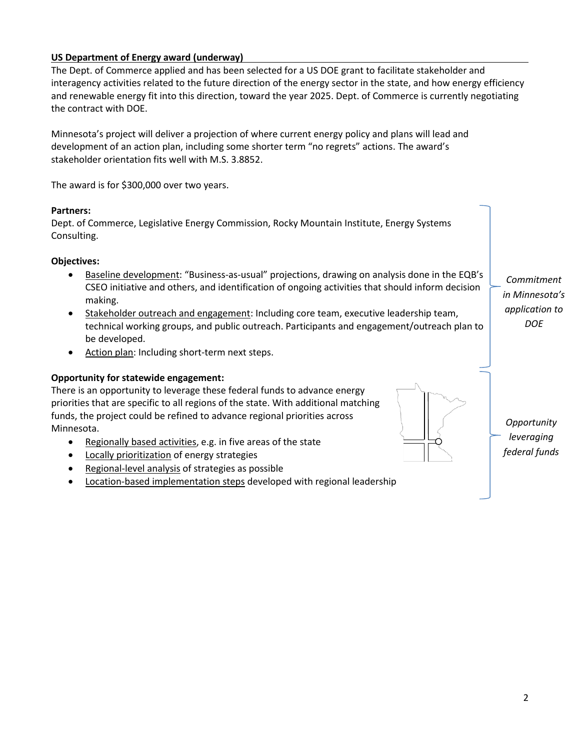**US Department of Energy award (underway)**

The Dept. of Commerce applied and has been selected for a US DOE grant to facilitate stakeholder and interagency activities related to the future direction of the energy sector in the state, and how energy efficiency and renewable energy fit into this direction, toward the year 2025. Dept. of Commerce is currently negotiating the contract with DOE.

Minnesota's project will deliver a projection of where current energy policy and plans will lead and development of an action plan, including some shorter term "no regrets" actions. The award's stakeholder orientation fits well with M.S. 3.8852.

The award is for $300,000 over two years.

**Partners:**

Dept. of Commerce, Legislative Energy Commission, Rocky Mountain Institute, Energy Systems Consulting.

**Objectives:**

- Baseline development: "Business-as-usual" projections, drawing on analysis done in the EQB's CSEO initiative and others, and identification of ongoing activities that should inform decision making.
- Stakeholder outreach and engagement: Including core team, executive leadership team, technical working groups, and public outreach. Participants and engagement/outreach plan to be developed.
- Action plan: Including short-term next steps.

*Commitment in Minnesota's application to DOE*

**Opportunity for statewide engagement:**

There is an opportunity to leverage these federal funds to advance energy priorities that are specific to all regions of the state. With additional matching funds, the project could be refined to advance regional priorities across Minnesota.

- Regionally based activities, e.g. in five areas of the state
- Locally prioritization of energy strategies
- Regional-level analysis of strategies as possible
- Location-based implementation steps developed with regional leadership

*Opportunity leveraging federal funds*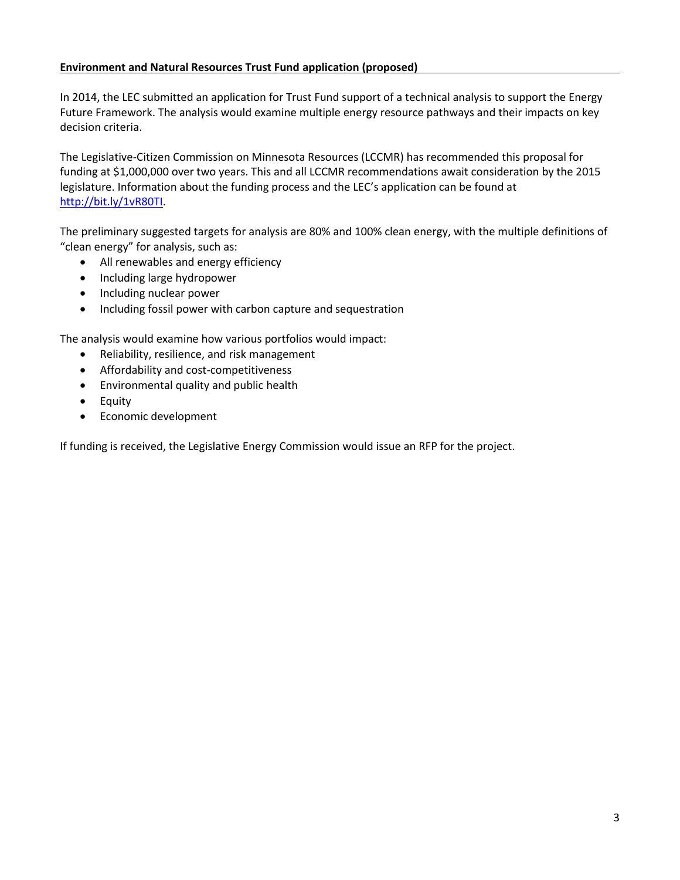**Environment and Natural Resources Trust Fund application (proposed)**

In 2014, the LEC submitted an application for Trust Fund support of a technical analysis to support the Energy Future Framework. The analysis would examine multiple energy resource pathways and their impacts on key decision criteria.

The Legislative-Citizen Commission on Minnesota Resources (LCCMR) has recommended this proposal for funding at $1,000,000 over two years. This and all LCCMR recommendations await consideration by the 2015 legislature. Information about the funding process and the LEC's application can be found at [http://bit.ly/1vR80TI](http://bit.ly/1vR80TI).

The preliminary suggested targets for analysis are 80% and 100% clean energy, with the multiple definitions of "clean energy" for analysis, such as:

- All renewables and energy efficiency
- Including large hydropower
- Including nuclear power
- Including fossil power with carbon capture and sequestration

The analysis would examine how various portfolios would impact:

- Reliability, resilience, and risk management
- Affordability and cost-competitiveness
- Environmental quality and public health
- Equity
- Economic development

If funding is received, the Legislative Energy Commission would issue an RFP for the project.